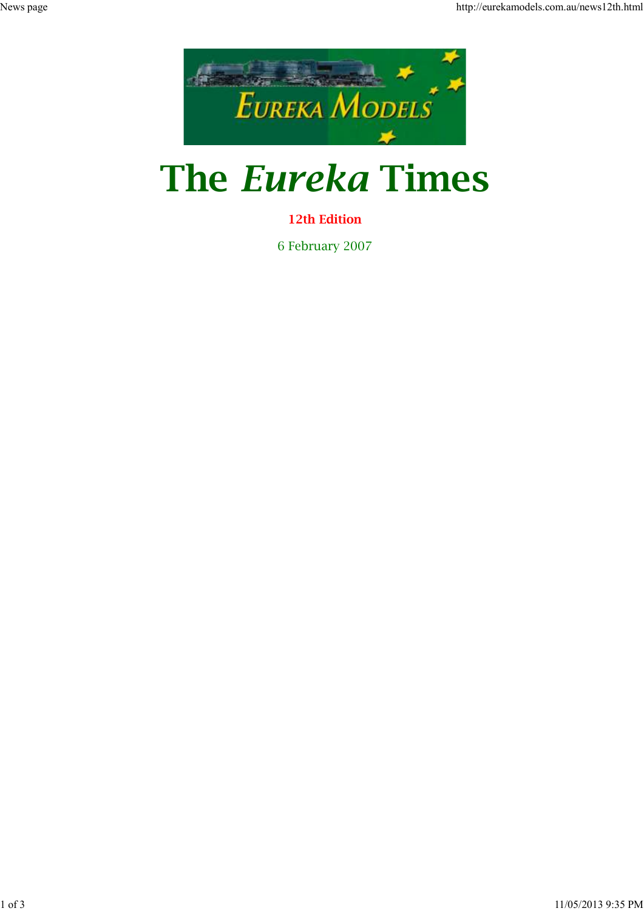# The *Eureka* Times

**12th Edition**

6 February 2007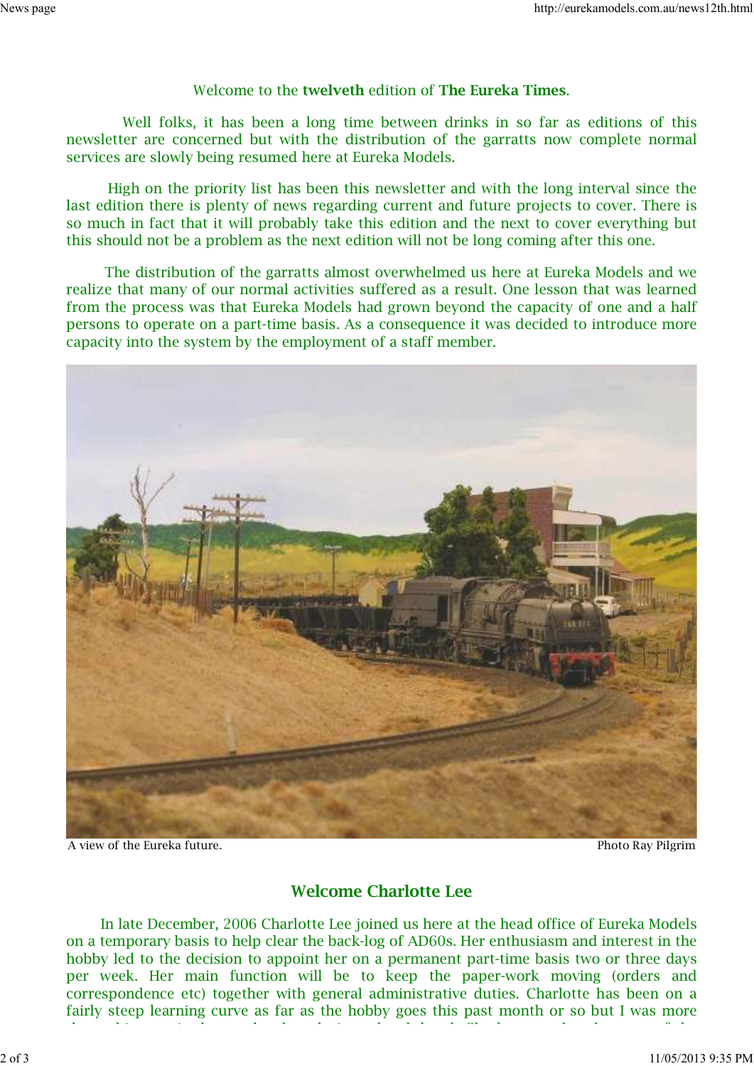Welcome to the **twelveth** edition of **The Eureka Times**.

Well folks, it has been a long time between drinks in so far as editions of this newsletter are concerned but with the distribution of the garratts now complete normal services are slowly being resumed here at Eureka Models.

High on the priority list has been this newsletter and with the long interval since the last edition there is plenty of news regarding current and future projects to cover. There is so much in fact that it will probably take this edition and the next to cover everything but this should not be a problem as the next edition will not be long coming after this one.

The distribution of the garratts almost overwhelmed us here at Eureka Models and we realize that many of our normal activities suffered as a result. One lesson that was learned from the process was that Eureka Models had grown beyond the capacity of one and a half persons to operate on a part-time basis. As a consequence it was decided to introduce more capacity into the system by the employment of a staff member.

A view of the Eureka future. Photo Ray Pilgrim

## Welcome Charlotte Lee

In late December, 2006 Charlotte Lee joined us here at the head office of Eureka Models on a temporary basis to help clear the back-log of AD60s. Her enthusiasm and interest in the hobby led to the decision to appoint her on a permanent part-time basis two or three days per week. Her main function will be to keep the paper-work moving (orders and correspondence etc) together with general administrative duties. Charlotte has been on a fairly steep learning curve as far as the hobby goes this past month or so but I was more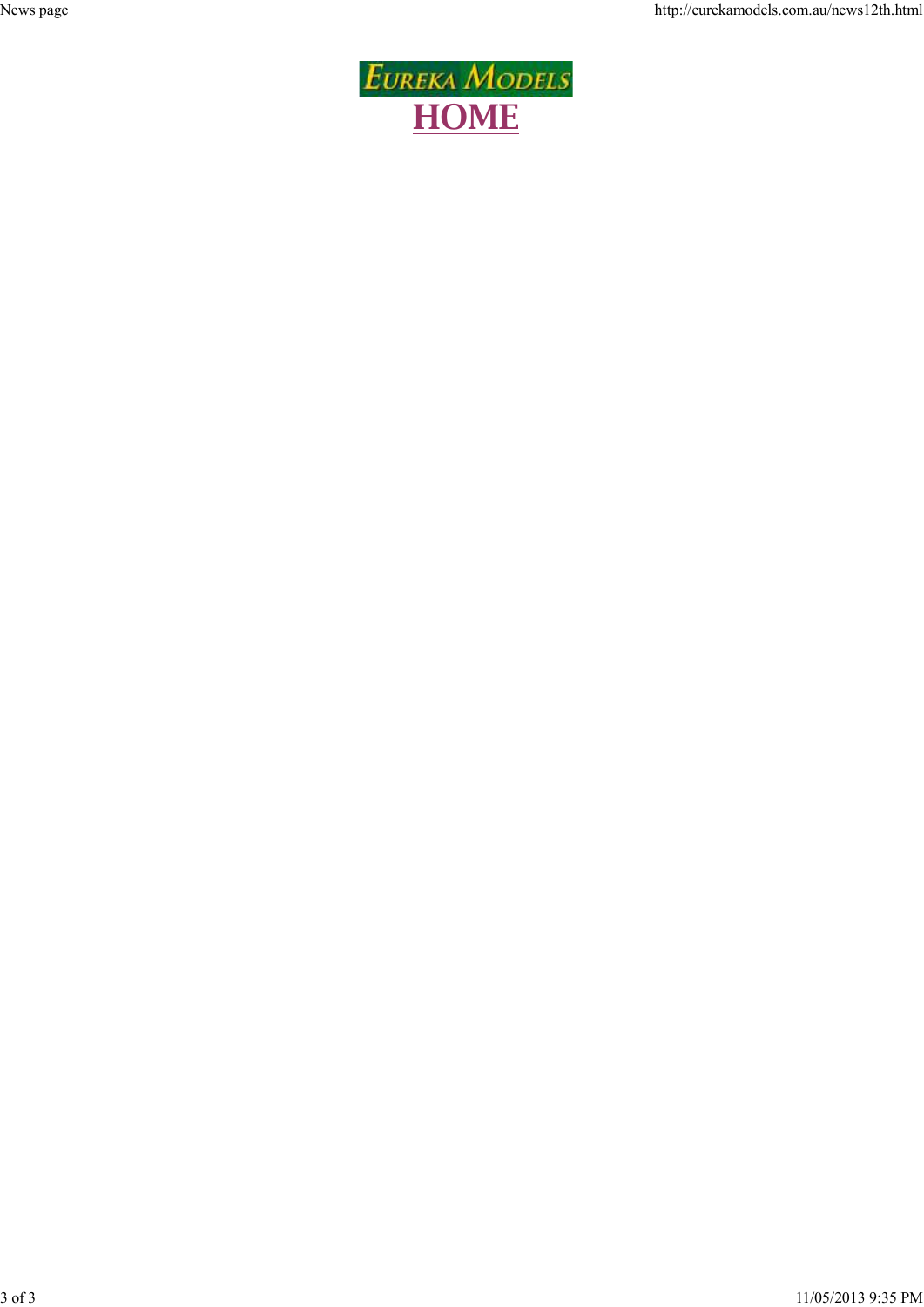EUREKA MODELS

**HOME**